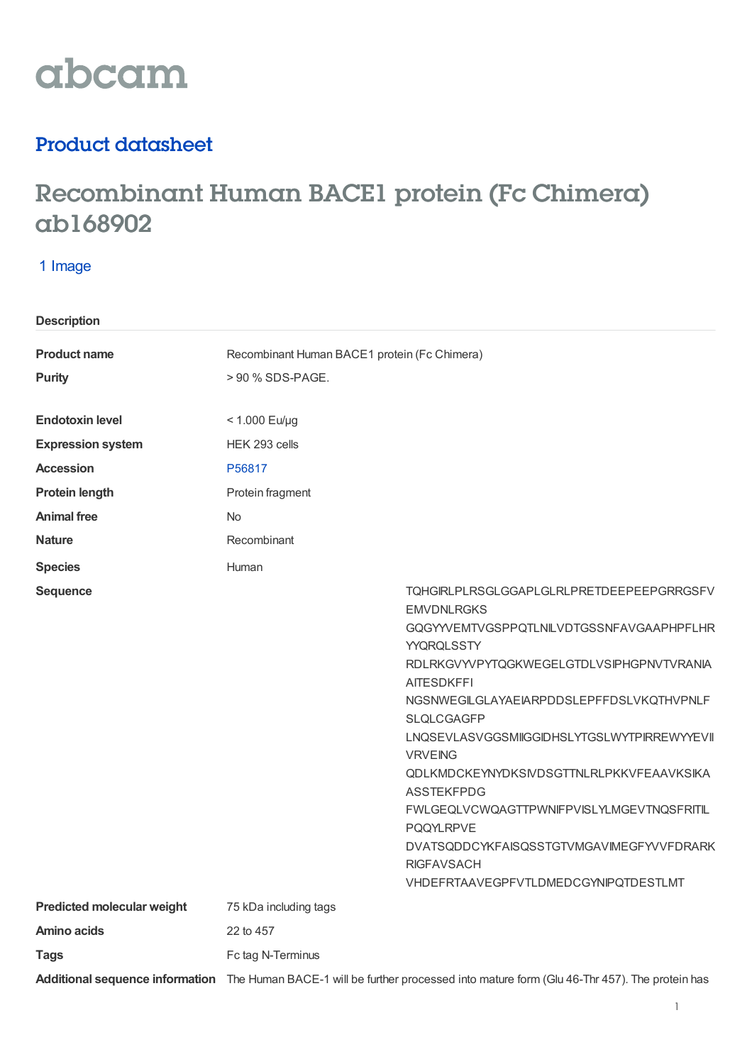abcam

## Product datasheet

# Recombinant Human BACE1 protein (Fc Chimera) ab168902

1 Image

### Description

| | |
|---|---|
| **Product name** | Recombinant Human BACE1 protein (Fc Chimera) |
| **Purity** | > 90 % SDS-PAGE. |
| **Endotoxin level** | < 1.000 Eu/µg |
| **Expression system** | HEK 293 cells |
| **Accession** | P56817 |
| **Protein length** | Protein fragment |
| **Animal free** | No |
| **Nature** | Recombinant |
| **Species** | Human |
| **Sequence** | TQHGIRLPLRSGLGGAPLGLRLPRETDEEPEEPGRRGSFV EMVDNLRGKS GQGYYVEMTVGSPPQTLNILVDTGSSNFAVGAAPHPFLHR YYQRQLSSTY RDLRKGVYVPYTQGKWEGELGTDLVSIPHGPNVTVRANIA AITESDKFFI NGSNWEGILGLAYAEIARPDDSLEPFFDSLVKQTHVPNLF SLQLCGAGFP LNQSEVLASVGGSMIIGGIDHSLYTGSLWYTPIRREWYYEVII VRVEING QDLKMDCKEYNYDKSIVDSGTTNLRLPKKVFEAAVKSIKA ASSTEKFPDG FWLGEQLVCWQAGTTPWNIFPVISLYLMGEVTNQSFRITIL PQQYLRPVE DVATSQDDCYKFAISQSSTGTVMGAVIMEGFYVVFDRARK RIGFAVSACH VHDEFRTAAVEGPFVTLDMEDCGYNIPQTDESTLMT |
| **Predicted molecular weight** | 75 kDa including tags |
| **Amino acids** | 22 to 457 |
| **Tags** | Fc tag N-Terminus |
| **Additional sequence information** | The Human BACE-1 will be further processed into mature form (Glu 46-Thr 457). The protein has |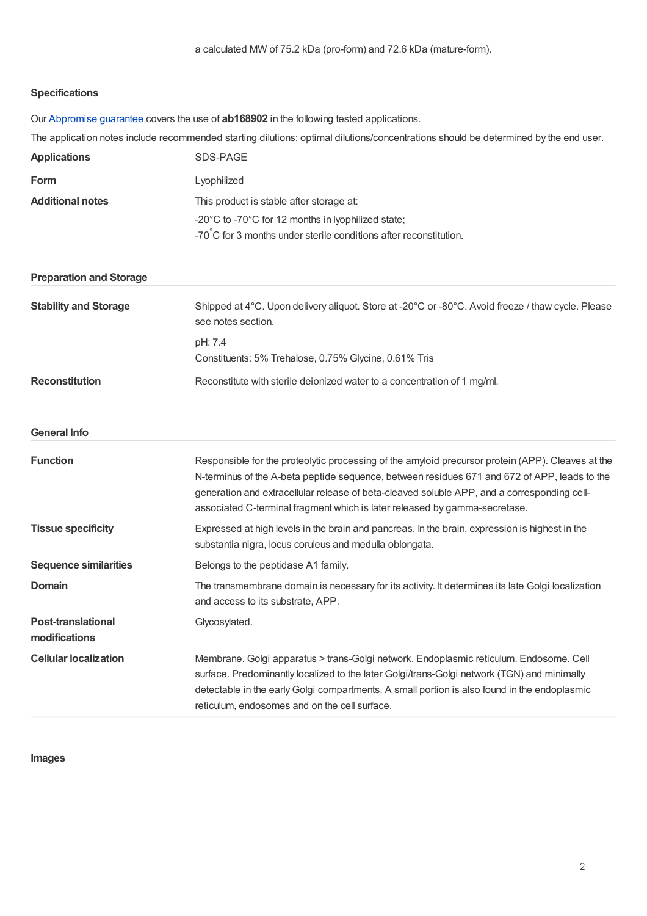a calculated MW of 75.2 kDa (pro-form) and 72.6 kDa (mature-form).

## Specifications

Our Abpromise guarantee covers the use of **ab168902** in the following tested applications.

The application notes include recommended starting dilutions; optimal dilutions/concentrations should be determined by the end user.

| | |
|---|---|
| **Applications** | SDS-PAGE |
| **Form** | Lyophilized |
| **Additional notes** | This product is stable after storage at:<br>-20°C to -70°C for 12 months in lyophilized state;<br>-70°C for 3 months under sterile conditions after reconstitution. |

## Preparation and Storage

| | |
|---|---|
| **Stability and Storage** | Shipped at 4°C. Upon delivery aliquot. Store at -20°C or -80°C. Avoid freeze / thaw cycle. Please see notes section.<br>pH: 7.4<br>Constituents: 5% Trehalose, 0.75% Glycine, 0.61% Tris |
| **Reconstitution** | Reconstitute with sterile deionized water to a concentration of 1 mg/ml. |

## General Info

| | |
|---|---|
| **Function** | Responsible for the proteolytic processing of the amyloid precursor protein (APP). Cleaves at the N-terminus of the A-beta peptide sequence, between residues 671 and 672 of APP, leads to the generation and extracellular release of beta-cleaved soluble APP, and a corresponding cell-associated C-terminal fragment which is later released by gamma-secretase. |
| **Tissue specificity** | Expressed at high levels in the brain and pancreas. In the brain, expression is highest in the substantia nigra, locus coruleus and medulla oblongata. |
| **Sequence similarities** | Belongs to the peptidase A1 family. |
| **Domain** | The transmembrane domain is necessary for its activity. It determines its late Golgi localization and access to its substrate, APP. |
| **Post-translational modifications** | Glycosylated. |
| **Cellular localization** | Membrane. Golgi apparatus > trans-Golgi network. Endoplasmic reticulum. Endosome. Cell surface. Predominantly localized to the later Golgi/trans-Golgi network (TGN) and minimally detectable in the early Golgi compartments. A small portion is also found in the endoplasmic reticulum, endosomes and on the cell surface. |

## Images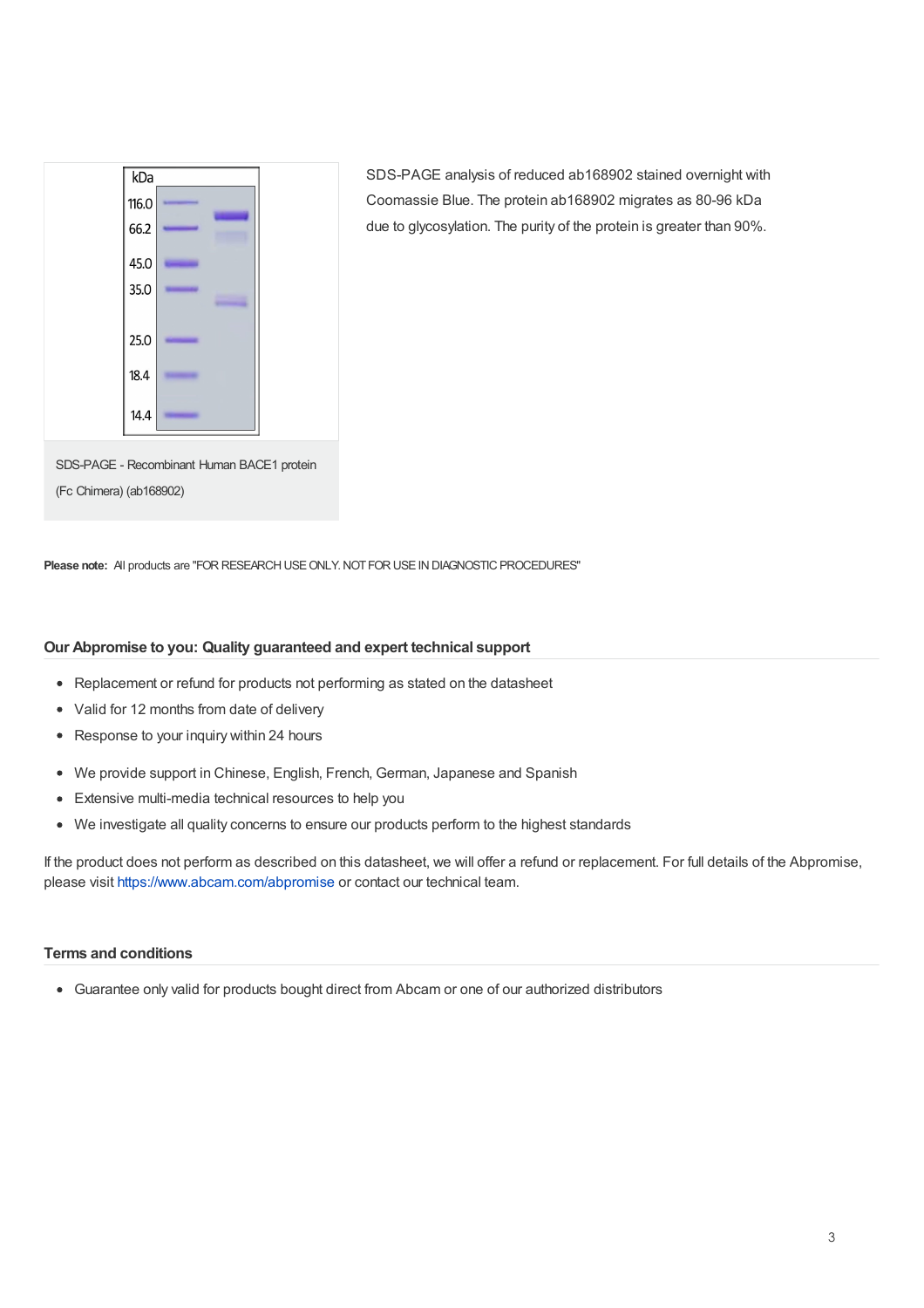kDa

116.0

66.2

45.0

35.0

25.0

18.4

14.4

SDS-PAGE - Recombinant Human BACE1 protein (Fc Chimera) (ab168902)

SDS-PAGE analysis of reduced ab168902 stained overnight with Coomassie Blue. The protein ab168902 migrates as 80-96 kDa due to glycosylation. The purity of the protein is greater than 90%.

**Please note:** All products are "FOR RESEARCH USE ONLY. NOT FOR USE IN DIAGNOSTIC PROCEDURES"

## Our Abpromise to you: Quality guaranteed and expert technical support

- Replacement or refund for products not performing as stated on the datasheet
- Valid for 12 months from date of delivery
- Response to your inquiry within 24 hours

- We provide support in Chinese, English, French, German, Japanese and Spanish
- Extensive multi-media technical resources to help you
- We investigate all quality concerns to ensure our products perform to the highest standards

If the product does not perform as described on this datasheet, we will offer a refund or replacement. For full details of the Abpromise, please visit https://www.abcam.com/abpromise or contact our technical team.

## Terms and conditions

- Guarantee only valid for products bought direct from Abcam or one of our authorized distributors